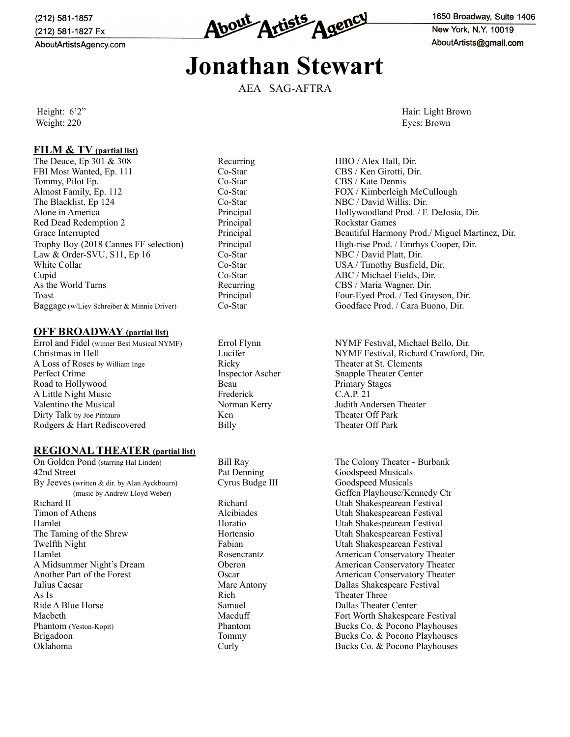(212) 581-1857
(212) 581-1827 Fx
AboutArtistsAgency.com

About Artists Agency

1650 Broadway, Suite 1406
New York, N.Y. 10019
AboutArtists@gmail.com

# Jonathan Stewart

AEA SAG-AFTRA

Height: 6'2"
Weight: 220

Hair: Light Brown
Eyes: Brown

## FILM & TV (partial list)

| | | |
|---|---|---|
| The Deuce, Ep 301 & 308 | Recurring | HBO / Alex Hall, Dir. |
| FBI Most Wanted, Ep. 111 | Co-Star | CBS / Ken Girotti, Dir. |
| Tommy, Pilot Ep. | Co-Star | CBS / Kate Dennis |
| Almost Family, Ep. 112 | Co-Star | FOX / Kimberleigh McCullough |
| The Blacklist, Ep 124 | Co-Star | NBC / David Willis, Dir. |
| Alone in America | Principal | Hollywoodland Prod. / F. DeJosia, Dir. |
| Red Dead Redemption 2 | Principal | Rockstar Games |
| Grace Interrupted | Principal | Beautiful Harmony Prod./ Miguel Martinez, Dir. |
| Trophy Boy (2018 Cannes FF selection) | Principal | High-rise Prod. / Emrhys Cooper, Dir. |
| Law & Order-SVU, S11, Ep 16 | Co-Star | NBC / David Platt, Dir. |
| White Collar | Co-Star | USA / Timothy Busfield, Dir. |
| Cupid | Co-Star | ABC / Michael Fields, Dir. |
| As the World Turns | Recurring | CBS / Maria Wagner, Dir. |
| Toast | Principal | Four-Eyed Prod. / Ted Grayson, Dir. |
| Baggage (w/Liev Schreiber & Minnie Driver) | Co-Star | Goodface Prod. / Cara Buono, Dir. |

## OFF BROADWAY (partial list)

| | | |
|---|---|---|
| Errol and Fidel (winner Best Musical NYMF) | Errol Flynn | NYMF Festival, Michael Bello, Dir. |
| Christmas in Hell | Lucifer | NYMF Festival, Richard Crawford, Dir. |
| A Loss of Roses by William Inge | Ricky | Theater at St. Clements |
| Perfect Crime | Inspector Ascher | Snapple Theater Center |
| Road to Hollywood | Beau | Primary Stages |
| A Little Night Music | Frederick | C.A.P. 21 |
| Valentino the Musical | Norman Kerry | Judith Andersen Theater |
| Dirty Talk by Joe Pintauro | Ken | Theater Off Park |
| Rodgers & Hart Rediscovered | Billy | Theater Off Park |

## REGIONAL THEATER (partial list)

| | | |
|---|---|---|
| On Golden Pond (starring Hal Linden) | Bill Ray | The Colony Theater - Burbank |
| 42nd Street | Pat Denning | Goodspeed Musicals |
| By Jeeves (written & dir. by Alan Ayckbourn) (music by Andrew Lloyd Weber) | Cyrus Budge III | Goodspeed Musicals<br>Geffen Playhouse/Kennedy Ctr |
| Richard II | Richard | Utah Shakespearean Festival |
| Timon of Athens | Alcibiades | Utah Shakespearean Festival |
| Hamlet | Horatio | Utah Shakespearean Festival |
| The Taming of the Shrew | Hortensio | Utah Shakespearean Festival |
| Twelfth Night | Fabian | Utah Shakespearean Festival |
| Hamlet | Rosencrantz | American Conservatory Theater |
| A Midsummer Night's Dream | Oberon | American Conservatory Theater |
| Another Part of the Forest | Oscar | American Conservatory Theater |
| Julius Caesar | Marc Antony | Dallas Shakespeare Festival |
| As Is | Rich | Theater Three |
| Ride A Blue Horse | Samuel | Dallas Theater Center |
| Macbeth | Macduff | Fort Worth Shakespeare Festival |
| Phantom (Yeston-Kopit) | Phantom | Bucks Co. & Pocono Playhouses |
| Brigadoon | Tommy | Bucks Co. & Pocono Playhouses |
| Oklahoma | Curly | Bucks Co. & Pocono Playhouses |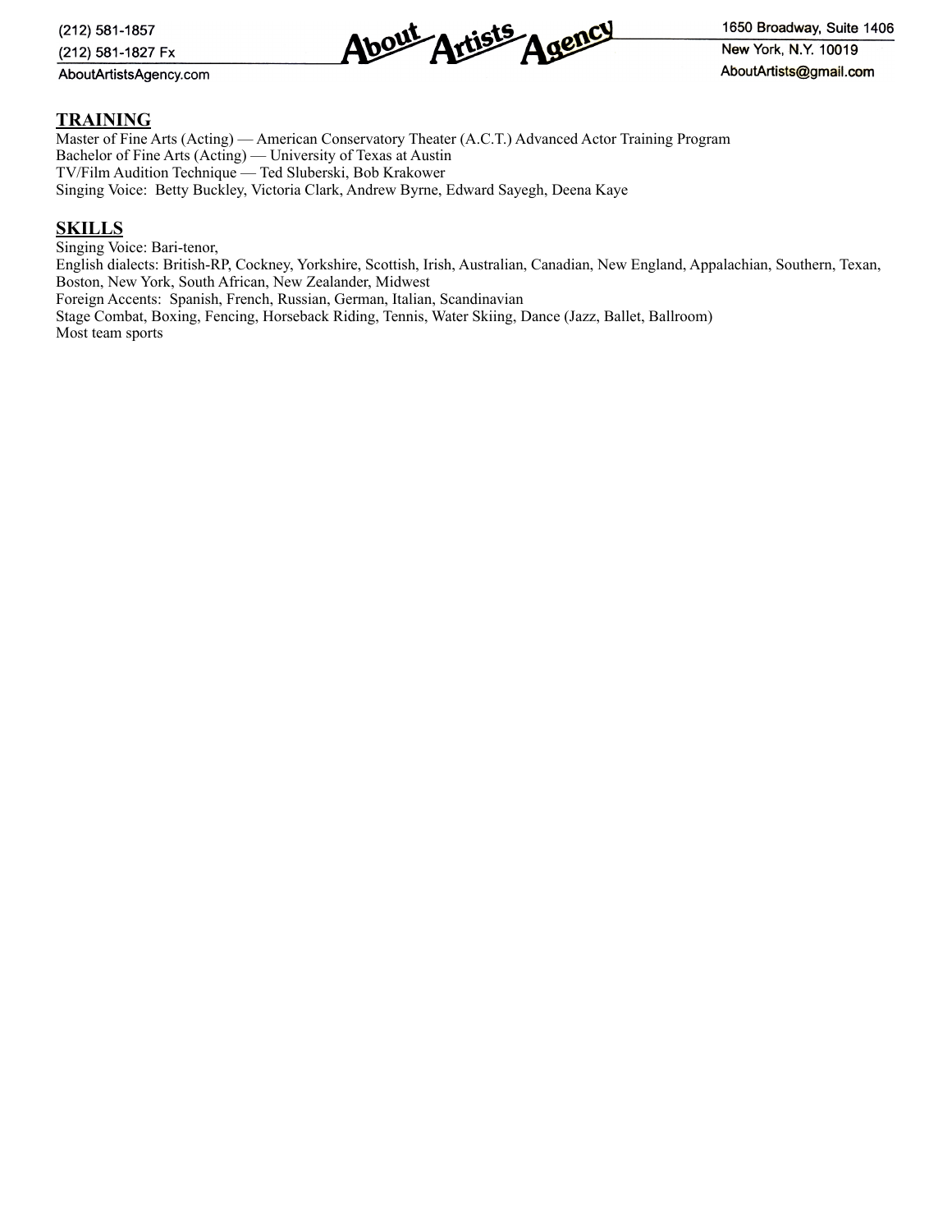## TRAINING

Master of Fine Arts (Acting) — American Conservatory Theater (A.C.T.) Advanced Actor Training Program
Bachelor of Fine Arts (Acting) — University of Texas at Austin
TV/Film Audition Technique — Ted Sluberski, Bob Krakower
Singing Voice: Betty Buckley, Victoria Clark, Andrew Byrne, Edward Sayegh, Deena Kaye

## SKILLS

Singing Voice: Bari-tenor,
English dialects: British-RP, Cockney, Yorkshire, Scottish, Irish, Australian, Canadian, New England, Appalachian, Southern, Texan, Boston, New York, South African, New Zealander, Midwest
Foreign Accents: Spanish, French, Russian, German, Italian, Scandinavian
Stage Combat, Boxing, Fencing, Horseback Riding, Tennis, Water Skiing, Dance (Jazz, Ballet, Ballroom)
Most team sports